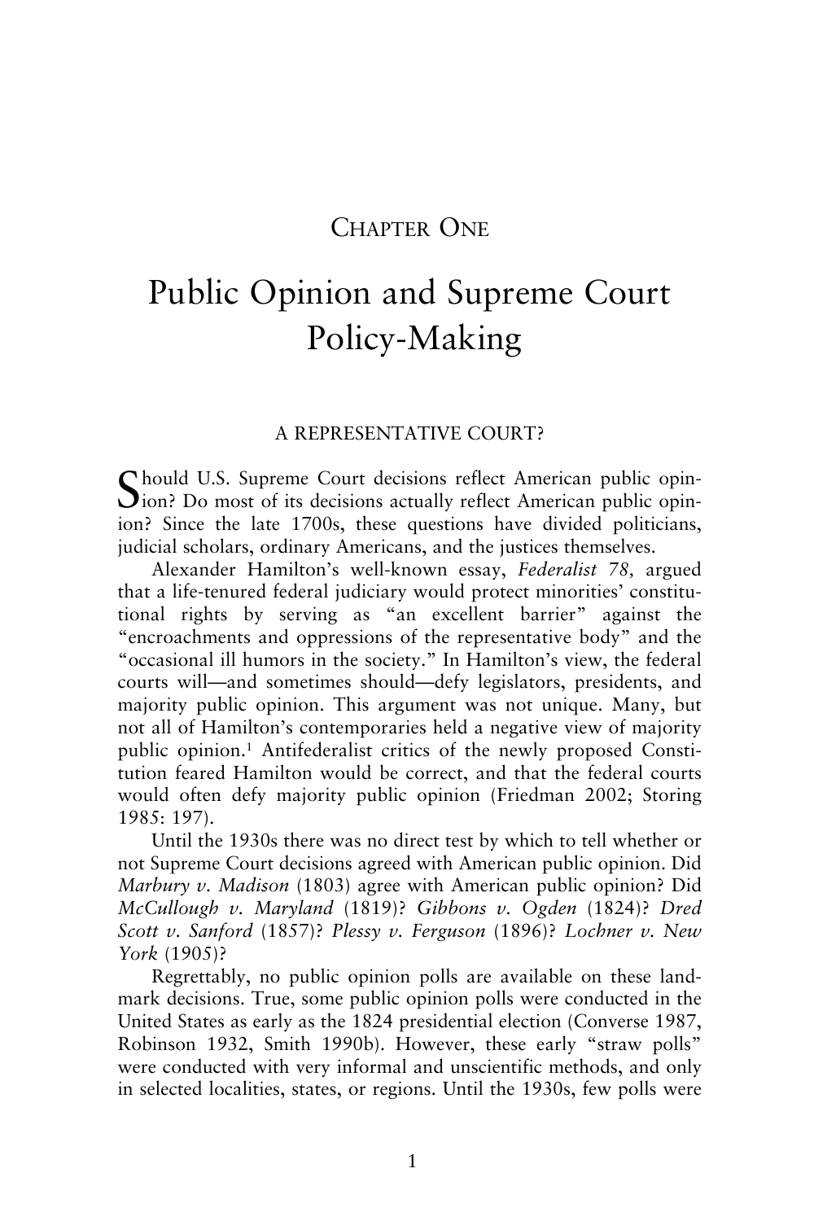# Chapter One

# Public Opinion and Supreme Court Policy-Making

## A REPRESENTATIVE COURT?

Should U.S. Supreme Court decisions reflect American public opinion? Do most of its decisions actually reflect American public opinion? Since the late 1700s, these questions have divided politicians, judicial scholars, ordinary Americans, and the justices themselves.

Alexander Hamilton's well-known essay, *Federalist 78,* argued that a life-tenured federal judiciary would protect minorities' constitutional rights by serving as "an excellent barrier" against the "encroachments and oppressions of the representative body" and the "occasional ill humors in the society." In Hamilton's view, the federal courts will—and sometimes should—defy legislators, presidents, and majority public opinion. This argument was not unique. Many, but not all of Hamilton's contemporaries held a negative view of majority public opinion.[1] Antifederalist critics of the newly proposed Constitution feared Hamilton would be correct, and that the federal courts would often defy majority public opinion (Friedman 2002; Storing 1985: 197).

Until the 1930s there was no direct test by which to tell whether or not Supreme Court decisions agreed with American public opinion. Did *Marbury v. Madison* (1803) agree with American public opinion? Did *McCullough v. Maryland* (1819)? *Gibbons v. Ogden* (1824)? *Dred Scott v. Sanford* (1857)? *Plessy v. Ferguson* (1896)? *Lochner v. New York* (1905)?

Regrettably, no public opinion polls are available on these landmark decisions. True, some public opinion polls were conducted in the United States as early as the 1824 presidential election (Converse 1987, Robinson 1932, Smith 1990b). However, these early "straw polls" were conducted with very informal and unscientific methods, and only in selected localities, states, or regions. Until the 1930s, few polls were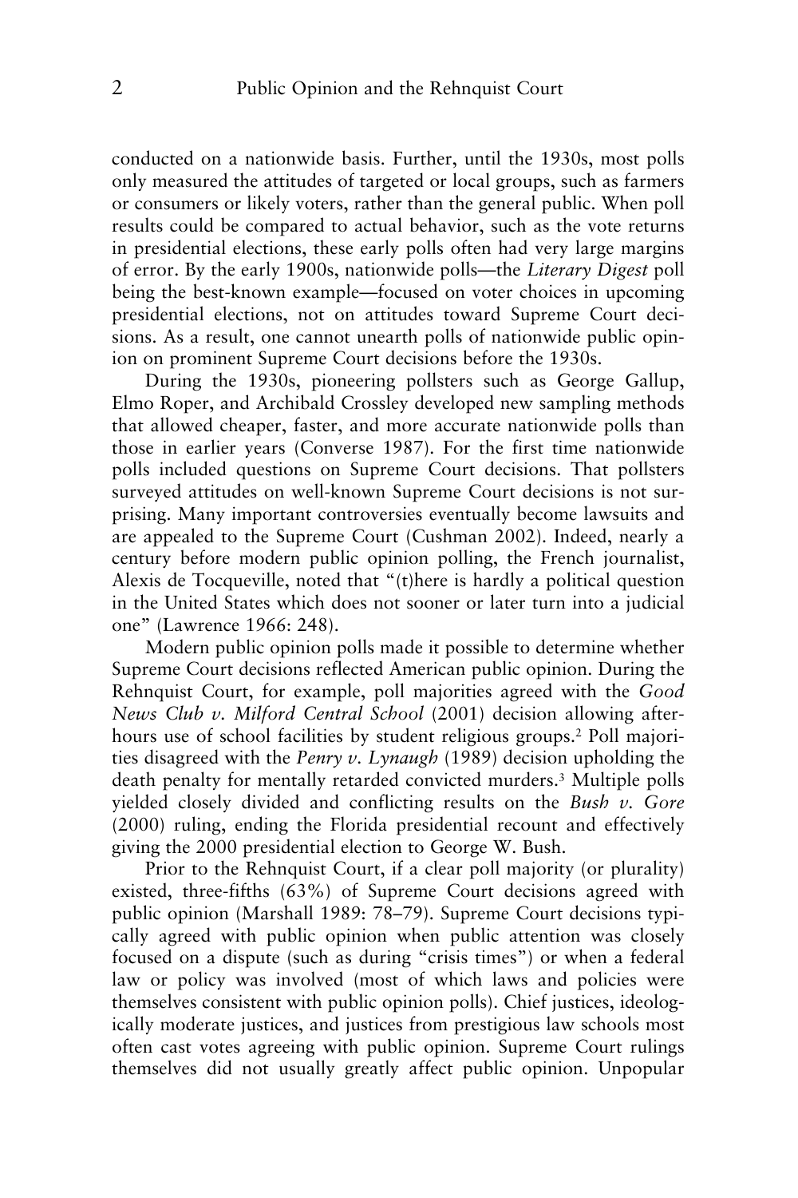conducted on a nationwide basis. Further, until the 1930s, most polls only measured the attitudes of targeted or local groups, such as farmers or consumers or likely voters, rather than the general public. When poll results could be compared to actual behavior, such as the vote returns in presidential elections, these early polls often had very large margins of error. By the early 1900s, nationwide polls—the *Literary Digest* poll being the best-known example—focused on voter choices in upcoming presidential elections, not on attitudes toward Supreme Court decisions. As a result, one cannot unearth polls of nationwide public opinion on prominent Supreme Court decisions before the 1930s.

During the 1930s, pioneering pollsters such as George Gallup, Elmo Roper, and Archibald Crossley developed new sampling methods that allowed cheaper, faster, and more accurate nationwide polls than those in earlier years (Converse 1987). For the first time nationwide polls included questions on Supreme Court decisions. That pollsters surveyed attitudes on well-known Supreme Court decisions is not surprising. Many important controversies eventually become lawsuits and are appealed to the Supreme Court (Cushman 2002). Indeed, nearly a century before modern public opinion polling, the French journalist, Alexis de Tocqueville, noted that "(t)here is hardly a political question in the United States which does not sooner or later turn into a judicial one" (Lawrence 1966: 248).

Modern public opinion polls made it possible to determine whether Supreme Court decisions reflected American public opinion. During the Rehnquist Court, for example, poll majorities agreed with the *Good News Club v. Milford Central School* (2001) decision allowing after-hours use of school facilities by student religious groups.[2] Poll majorities disagreed with the *Penry v. Lynaugh* (1989) decision upholding the death penalty for mentally retarded convicted murders.[3] Multiple polls yielded closely divided and conflicting results on the *Bush v. Gore* (2000) ruling, ending the Florida presidential recount and effectively giving the 2000 presidential election to George W. Bush.

Prior to the Rehnquist Court, if a clear poll majority (or plurality) existed, three-fifths (63%) of Supreme Court decisions agreed with public opinion (Marshall 1989: 78–79). Supreme Court decisions typically agreed with public opinion when public attention was closely focused on a dispute (such as during "crisis times") or when a federal law or policy was involved (most of which laws and policies were themselves consistent with public opinion polls). Chief justices, ideologically moderate justices, and justices from prestigious law schools most often cast votes agreeing with public opinion. Supreme Court rulings themselves did not usually greatly affect public opinion. Unpopular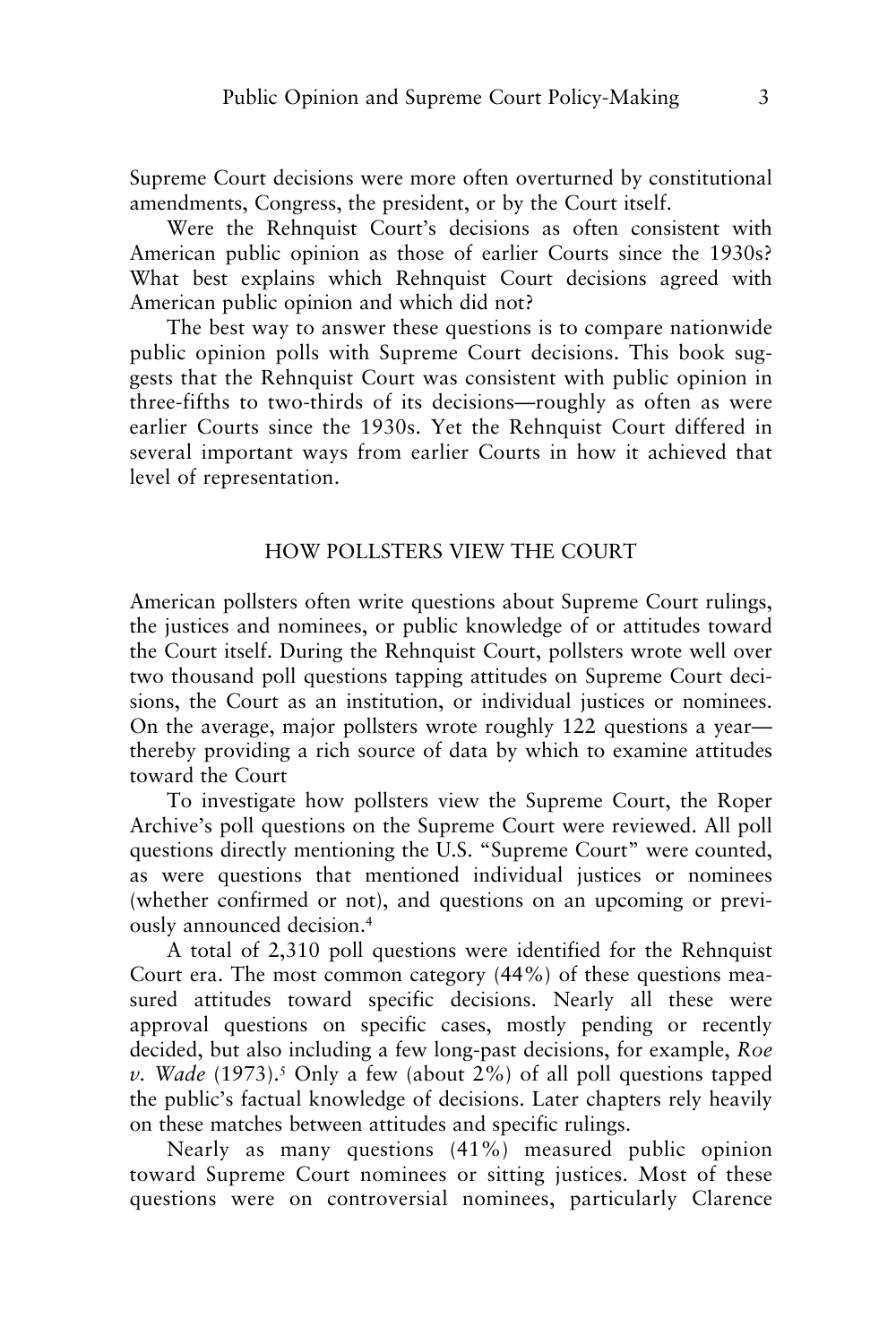Supreme Court decisions were more often overturned by constitutional amendments, Congress, the president, or by the Court itself.

Were the Rehnquist Court's decisions as often consistent with American public opinion as those of earlier Courts since the 1930s? What best explains which Rehnquist Court decisions agreed with American public opinion and which did not?

The best way to answer these questions is to compare nationwide public opinion polls with Supreme Court decisions. This book suggests that the Rehnquist Court was consistent with public opinion in three-fifths to two-thirds of its decisions—roughly as often as were earlier Courts since the 1930s. Yet the Rehnquist Court differed in several important ways from earlier Courts in how it achieved that level of representation.

## HOW POLLSTERS VIEW THE COURT

American pollsters often write questions about Supreme Court rulings, the justices and nominees, or public knowledge of or attitudes toward the Court itself. During the Rehnquist Court, pollsters wrote well over two thousand poll questions tapping attitudes on Supreme Court decisions, the Court as an institution, or individual justices or nominees. On the average, major pollsters wrote roughly 122 questions a year—thereby providing a rich source of data by which to examine attitudes toward the Court

To investigate how pollsters view the Supreme Court, the Roper Archive's poll questions on the Supreme Court were reviewed. All poll questions directly mentioning the U.S. "Supreme Court" were counted, as were questions that mentioned individual justices or nominees (whether confirmed or not), and questions on an upcoming or previously announced decision.[4]

A total of 2,310 poll questions were identified for the Rehnquist Court era. The most common category (44%) of these questions measured attitudes toward specific decisions. Nearly all these were approval questions on specific cases, mostly pending or recently decided, but also including a few long-past decisions, for example, *Roe v. Wade* (1973).[5] Only a few (about 2%) of all poll questions tapped the public's factual knowledge of decisions. Later chapters rely heavily on these matches between attitudes and specific rulings.

Nearly as many questions (41%) measured public opinion toward Supreme Court nominees or sitting justices. Most of these questions were on controversial nominees, particularly Clarence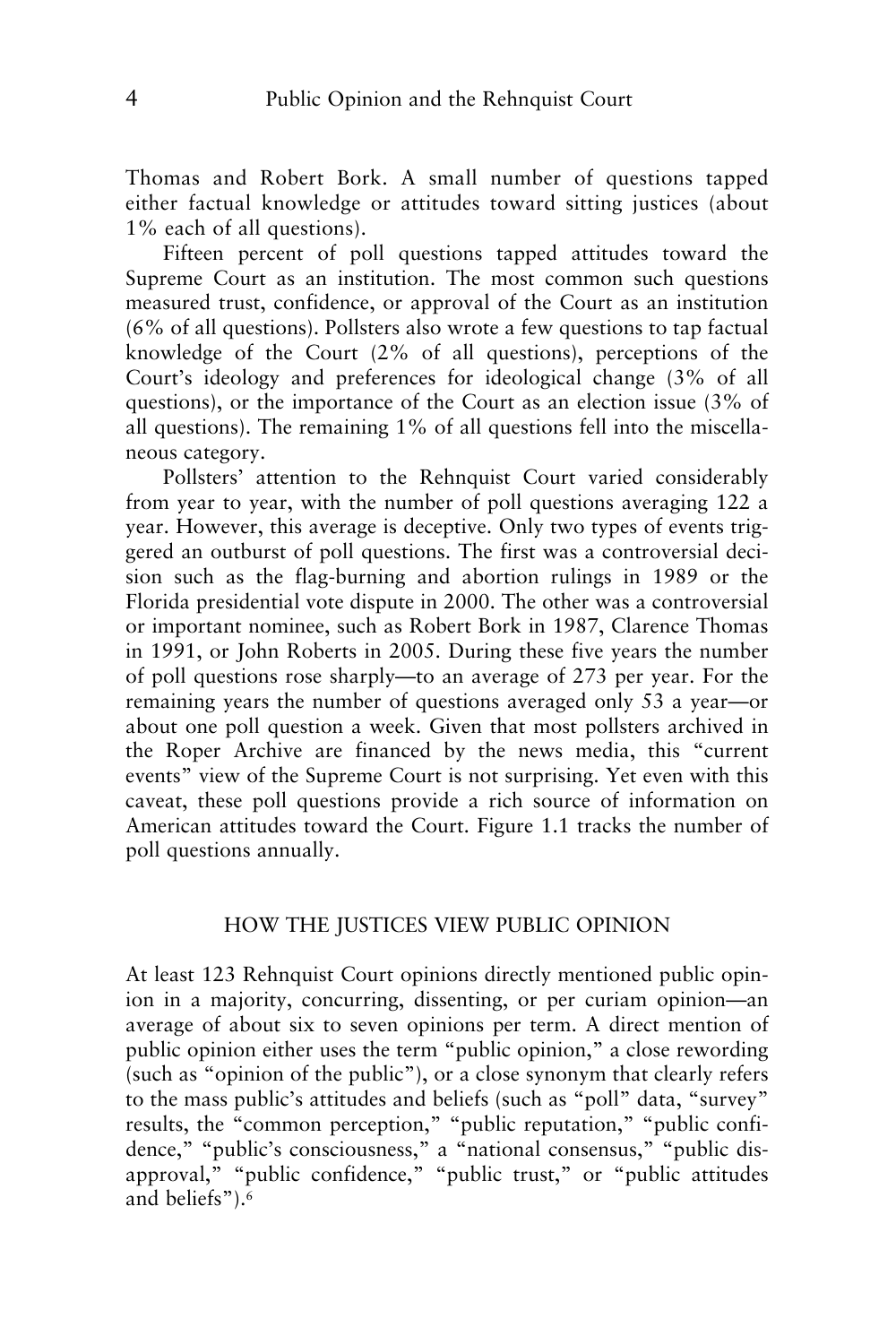Thomas and Robert Bork. A small number of questions tapped either factual knowledge or attitudes toward sitting justices (about 1% each of all questions).

Fifteen percent of poll questions tapped attitudes toward the Supreme Court as an institution. The most common such questions measured trust, confidence, or approval of the Court as an institution (6% of all questions). Pollsters also wrote a few questions to tap factual knowledge of the Court (2% of all questions), perceptions of the Court's ideology and preferences for ideological change (3% of all questions), or the importance of the Court as an election issue (3% of all questions). The remaining 1% of all questions fell into the miscellaneous category.

Pollsters' attention to the Rehnquist Court varied considerably from year to year, with the number of poll questions averaging 122 a year. However, this average is deceptive. Only two types of events triggered an outburst of poll questions. The first was a controversial decision such as the flag-burning and abortion rulings in 1989 or the Florida presidential vote dispute in 2000. The other was a controversial or important nominee, such as Robert Bork in 1987, Clarence Thomas in 1991, or John Roberts in 2005. During these five years the number of poll questions rose sharply—to an average of 273 per year. For the remaining years the number of questions averaged only 53 a year—or about one poll question a week. Given that most pollsters archived in the Roper Archive are financed by the news media, this "current events" view of the Supreme Court is not surprising. Yet even with this caveat, these poll questions provide a rich source of information on American attitudes toward the Court. Figure 1.1 tracks the number of poll questions annually.

## HOW THE JUSTICES VIEW PUBLIC OPINION

At least 123 Rehnquist Court opinions directly mentioned public opinion in a majority, concurring, dissenting, or per curiam opinion—an average of about six to seven opinions per term. A direct mention of public opinion either uses the term "public opinion," a close rewording (such as "opinion of the public"), or a close synonym that clearly refers to the mass public's attitudes and beliefs (such as "poll" data, "survey" results, the "common perception," "public reputation," "public confidence," "public's consciousness," a "national consensus," "public disapproval," "public confidence," "public trust," or "public attitudes and beliefs").[6]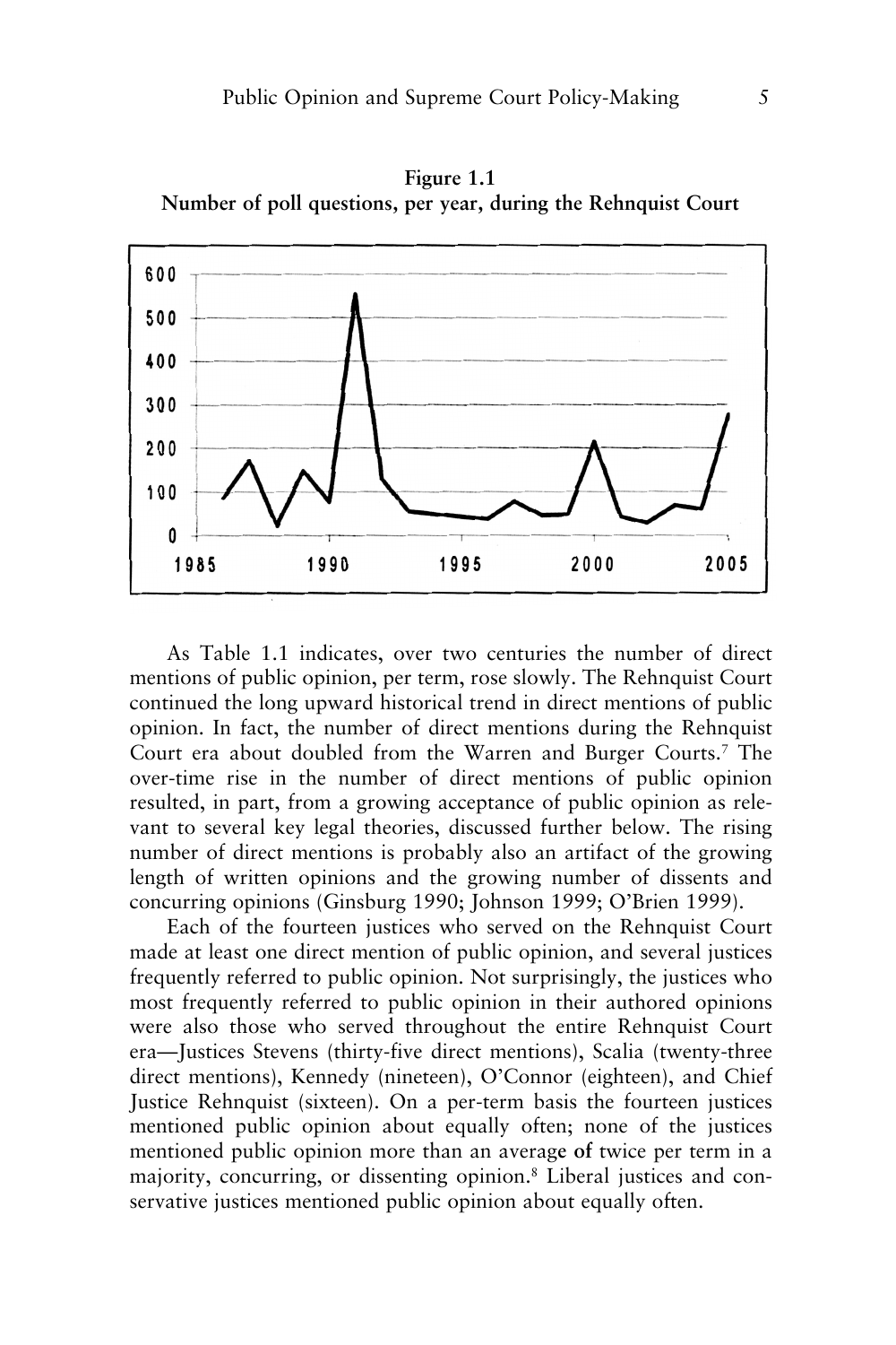**Figure 1.1**
**Number of poll questions, per year, during the Rehnquist Court**

As Table 1.1 indicates, over two centuries the number of direct mentions of public opinion, per term, rose slowly. The Rehnquist Court continued the long upward historical trend in direct mentions of public opinion. In fact, the number of direct mentions during the Rehnquist Court era about doubled from the Warren and Burger Courts.[7] The over-time rise in the number of direct mentions of public opinion resulted, in part, from a growing acceptance of public opinion as relevant to several key legal theories, discussed further below. The rising number of direct mentions is probably also an artifact of the growing length of written opinions and the growing number of dissents and concurring opinions (Ginsburg 1990; Johnson 1999; O'Brien 1999).

Each of the fourteen justices who served on the Rehnquist Court made at least one direct mention of public opinion, and several justices frequently referred to public opinion. Not surprisingly, the justices who most frequently referred to public opinion in their authored opinions were also those who served throughout the entire Rehnquist Court era—Justices Stevens (thirty-five direct mentions), Scalia (twenty-three direct mentions), Kennedy (nineteen), O'Connor (eighteen), and Chief Justice Rehnquist (sixteen). On a per-term basis the fourteen justices mentioned public opinion about equally often; none of the justices mentioned public opinion more than an average of twice per term in a majority, concurring, or dissenting opinion.[8] Liberal justices and conservative justices mentioned public opinion about equally often.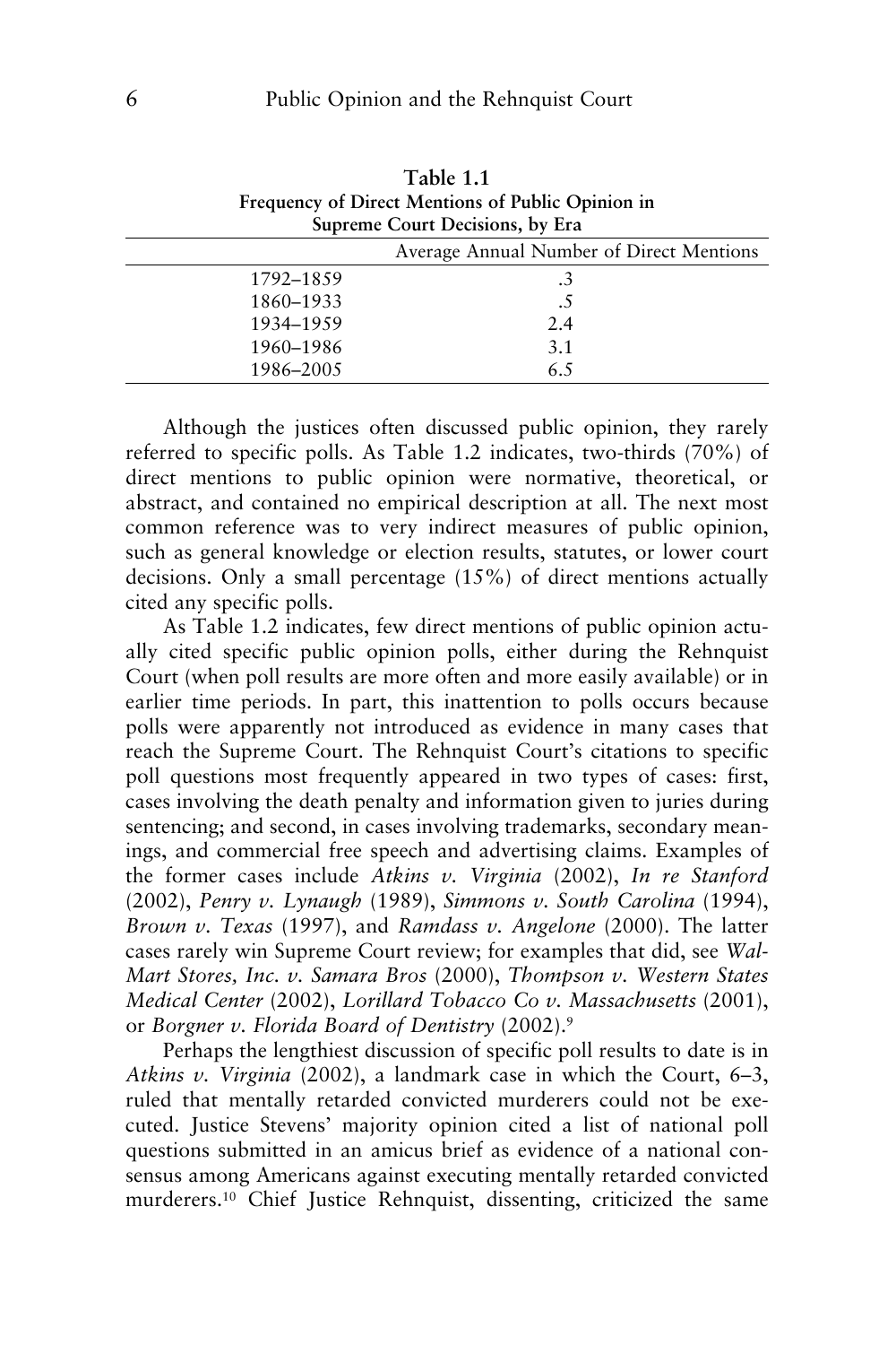**Table 1.1**
**Frequency of Direct Mentions of Public Opinion in Supreme Court Decisions, by Era**

| | Average Annual Number of Direct Mentions |
|---|---|
| 1792–1859 | .3 |
| 1860–1933 | .5 |
| 1934–1959 | 2.4 |
| 1960–1986 | 3.1 |
| 1986–2005 | 6.5 |

Although the justices often discussed public opinion, they rarely referred to specific polls. As Table 1.2 indicates, two-thirds (70%) of direct mentions to public opinion were normative, theoretical, or abstract, and contained no empirical description at all. The next most common reference was to very indirect measures of public opinion, such as general knowledge or election results, statutes, or lower court decisions. Only a small percentage (15%) of direct mentions actually cited any specific polls.

As Table 1.2 indicates, few direct mentions of public opinion actually cited specific public opinion polls, either during the Rehnquist Court (when poll results are more often and more easily available) or in earlier time periods. In part, this inattention to polls occurs because polls were apparently not introduced as evidence in many cases that reach the Supreme Court. The Rehnquist Court's citations to specific poll questions most frequently appeared in two types of cases: first, cases involving the death penalty and information given to juries during sentencing; and second, in cases involving trademarks, secondary meanings, and commercial free speech and advertising claims. Examples of the former cases include *Atkins v. Virginia* (2002), *In re Stanford* (2002), *Penry v. Lynaugh* (1989), *Simmons v. South Carolina* (1994), *Brown v. Texas* (1997), and *Ramdass v. Angelone* (2000). The latter cases rarely win Supreme Court review; for examples that did, see *Wal-Mart Stores, Inc. v. Samara Bros* (2000), *Thompson v. Western States Medical Center* (2002), *Lorillard Tobacco Co v. Massachusetts* (2001), or *Borgner v. Florida Board of Dentistry* (2002).[9]

Perhaps the lengthiest discussion of specific poll results to date is in *Atkins v. Virginia* (2002), a landmark case in which the Court, 6–3, ruled that mentally retarded convicted murderers could not be executed. Justice Stevens' majority opinion cited a list of national poll questions submitted in an amicus brief as evidence of a national consensus among Americans against executing mentally retarded convicted murderers.[10] Chief Justice Rehnquist, dissenting, criticized the same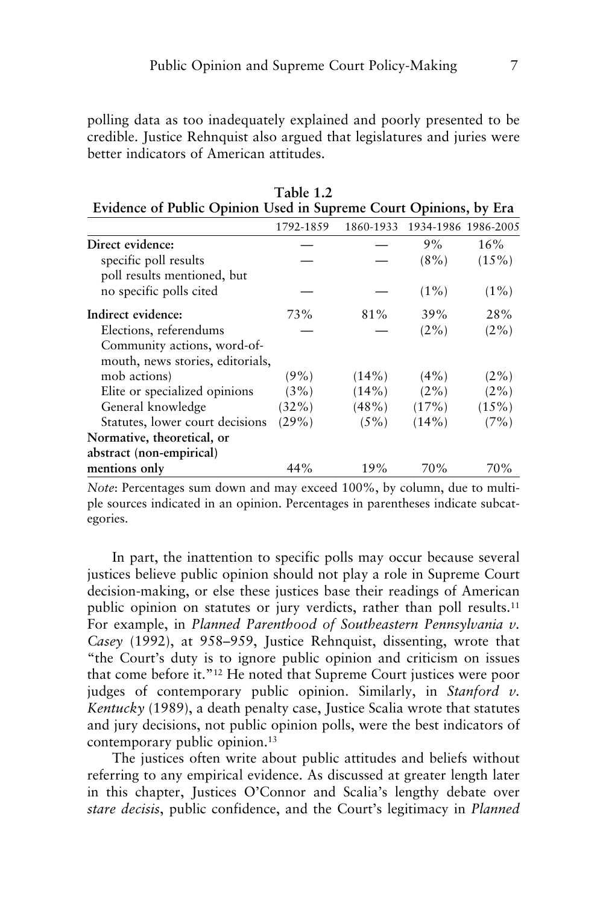polling data as too inadequately explained and poorly presented to be credible. Justice Rehnquist also argued that legislatures and juries were better indicators of American attitudes.

**Table 1.2**
**Evidence of Public Opinion Used in Supreme Court Opinions, by Era**

| | 1792-1859 | 1860-1933 | 1934-1986 | 1986-2005 |
|---|---|---|---|---|
| **Direct evidence:** | — | — | 9% | 16% |
| specific poll results | — | — | (8%) | (15%) |
| poll results mentioned, but no specific polls cited | — | — | (1%) | (1%) |
| **Indirect evidence:** | 73% | 81% | 39% | 28% |
| Elections, referendums | — | — | (2%) | (2%) |
| Community actions, word-of-mouth, news stories, editorials, mob actions) | (9%) | (14%) | (4%) | (2%) |
| Elite or specialized opinions | (3%) | (14%) | (2%) | (2%) |
| General knowledge | (32%) | (48%) | (17%) | (15%) |
| Statutes, lower court decisions | (29%) | (5%) | (14%) | (7%) |
| **Normative, theoretical, or abstract (non-empirical) mentions only** | 44% | 19% | 70% | 70% |

*Note*: Percentages sum down and may exceed 100%, by column, due to multiple sources indicated in an opinion. Percentages in parentheses indicate subcategories.

In part, the inattention to specific polls may occur because several justices believe public opinion should not play a role in Supreme Court decision-making, or else these justices base their readings of American public opinion on statutes or jury verdicts, rather than poll results.[11] For example, in *Planned Parenthood of Southeastern Pennsylvania v. Casey* (1992), at 958–959, Justice Rehnquist, dissenting, wrote that "the Court's duty is to ignore public opinion and criticism on issues that come before it."[12] He noted that Supreme Court justices were poor judges of contemporary public opinion. Similarly, in *Stanford v. Kentucky* (1989), a death penalty case, Justice Scalia wrote that statutes and jury decisions, not public opinion polls, were the best indicators of contemporary public opinion.[13]

The justices often write about public attitudes and beliefs without referring to any empirical evidence. As discussed at greater length later in this chapter, Justices O'Connor and Scalia's lengthy debate over *stare decisis*, public confidence, and the Court's legitimacy in *Planned*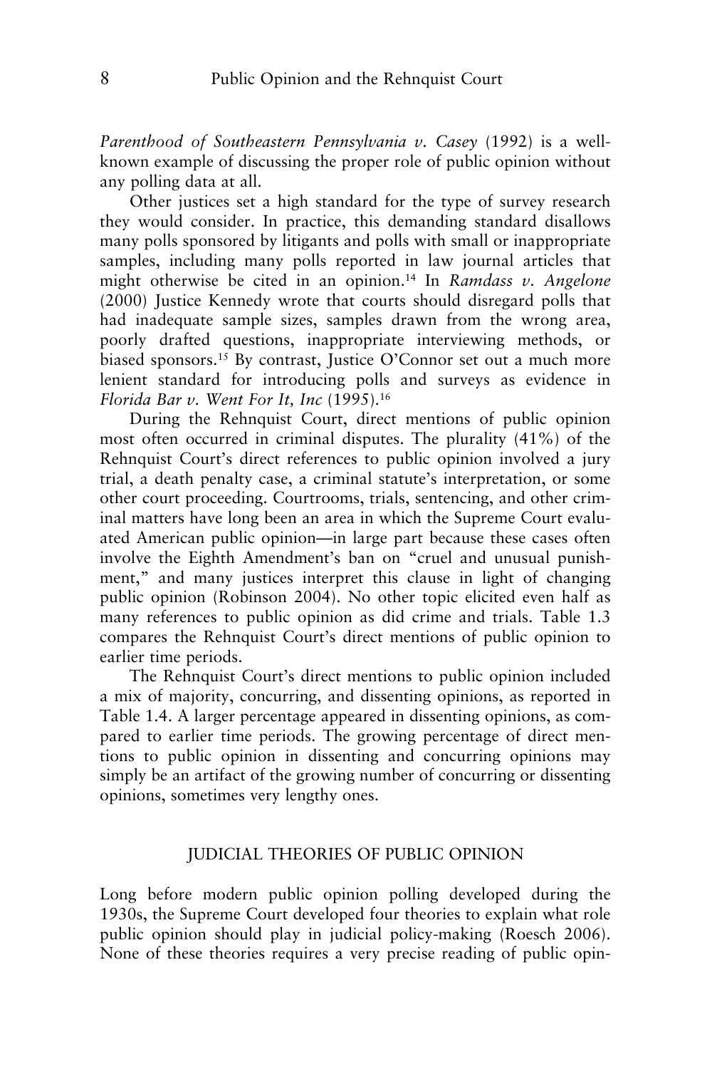*Parenthood of Southeastern Pennsylvania v. Casey* (1992) is a well-known example of discussing the proper role of public opinion without any polling data at all.

Other justices set a high standard for the type of survey research they would consider. In practice, this demanding standard disallows many polls sponsored by litigants and polls with small or inappropriate samples, including many polls reported in law journal articles that might otherwise be cited in an opinion.[14] In *Ramdass v. Angelone* (2000) Justice Kennedy wrote that courts should disregard polls that had inadequate sample sizes, samples drawn from the wrong area, poorly drafted questions, inappropriate interviewing methods, or biased sponsors.[15] By contrast, Justice O'Connor set out a much more lenient standard for introducing polls and surveys as evidence in *Florida Bar v. Went For It, Inc* (1995).[16]

During the Rehnquist Court, direct mentions of public opinion most often occurred in criminal disputes. The plurality (41%) of the Rehnquist Court's direct references to public opinion involved a jury trial, a death penalty case, a criminal statute's interpretation, or some other court proceeding. Courtrooms, trials, sentencing, and other criminal matters have long been an area in which the Supreme Court evaluated American public opinion—in large part because these cases often involve the Eighth Amendment's ban on "cruel and unusual punishment," and many justices interpret this clause in light of changing public opinion (Robinson 2004). No other topic elicited even half as many references to public opinion as did crime and trials. Table 1.3 compares the Rehnquist Court's direct mentions of public opinion to earlier time periods.

The Rehnquist Court's direct mentions to public opinion included a mix of majority, concurring, and dissenting opinions, as reported in Table 1.4. A larger percentage appeared in dissenting opinions, as compared to earlier time periods. The growing percentage of direct mentions to public opinion in dissenting and concurring opinions may simply be an artifact of the growing number of concurring or dissenting opinions, sometimes very lengthy ones.

## JUDICIAL THEORIES OF PUBLIC OPINION

Long before modern public opinion polling developed during the 1930s, the Supreme Court developed four theories to explain what role public opinion should play in judicial policy-making (Roesch 2006). None of these theories requires a very precise reading of public opin-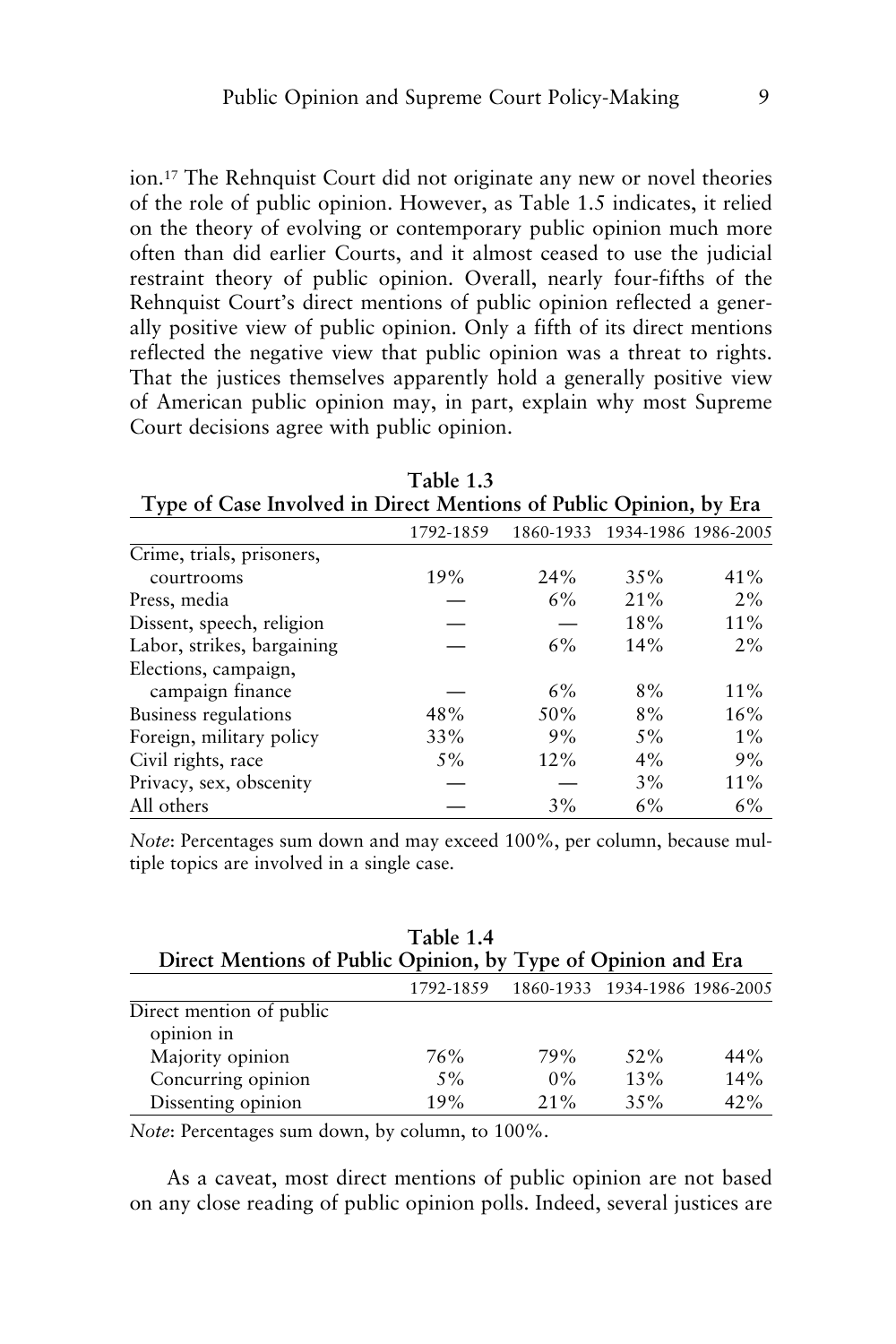ion.[17] The Rehnquist Court did not originate any new or novel theories of the role of public opinion. However, as Table 1.5 indicates, it relied on the theory of evolving or contemporary public opinion much more often than did earlier Courts, and it almost ceased to use the judicial restraint theory of public opinion. Overall, nearly four-fifths of the Rehnquist Court's direct mentions of public opinion reflected a generally positive view of public opinion. Only a fifth of its direct mentions reflected the negative view that public opinion was a threat to rights. That the justices themselves apparently hold a generally positive view of American public opinion may, in part, explain why most Supreme Court decisions agree with public opinion.

**Table 1.3**
**Type of Case Involved in Direct Mentions of Public Opinion, by Era**

| | 1792-1859 | 1860-1933 | 1934-1986 | 1986-2005 |
|---|---|---|---|---|
| Crime, trials, prisoners, courtrooms | 19% | 24% | 35% | 41% |
| Press, media | — | 6% | 21% | 2% |
| Dissent, speech, religion | — | — | 18% | 11% |
| Labor, strikes, bargaining | — | 6% | 14% | 2% |
| Elections, campaign, campaign finance | — | 6% | 8% | 11% |
| Business regulations | 48% | 50% | 8% | 16% |
| Foreign, military policy | 33% | 9% | 5% | 1% |
| Civil rights, race | 5% | 12% | 4% | 9% |
| Privacy, sex, obscenity | — | — | 3% | 11% |
| All others | — | 3% | 6% | 6% |

*Note*: Percentages sum down and may exceed 100%, per column, because multiple topics are involved in a single case.

**Table 1.4**
**Direct Mentions of Public Opinion, by Type of Opinion and Era**

| | 1792-1859 | 1860-1933 | 1934-1986 | 1986-2005 |
|---|---|---|---|---|
| Direct mention of public opinion in | | | | |
| Majority opinion | 76% | 79% | 52% | 44% |
| Concurring opinion | 5% | 0% | 13% | 14% |
| Dissenting opinion | 19% | 21% | 35% | 42% |

*Note*: Percentages sum down, by column, to 100%.

As a caveat, most direct mentions of public opinion are not based on any close reading of public opinion polls. Indeed, several justices are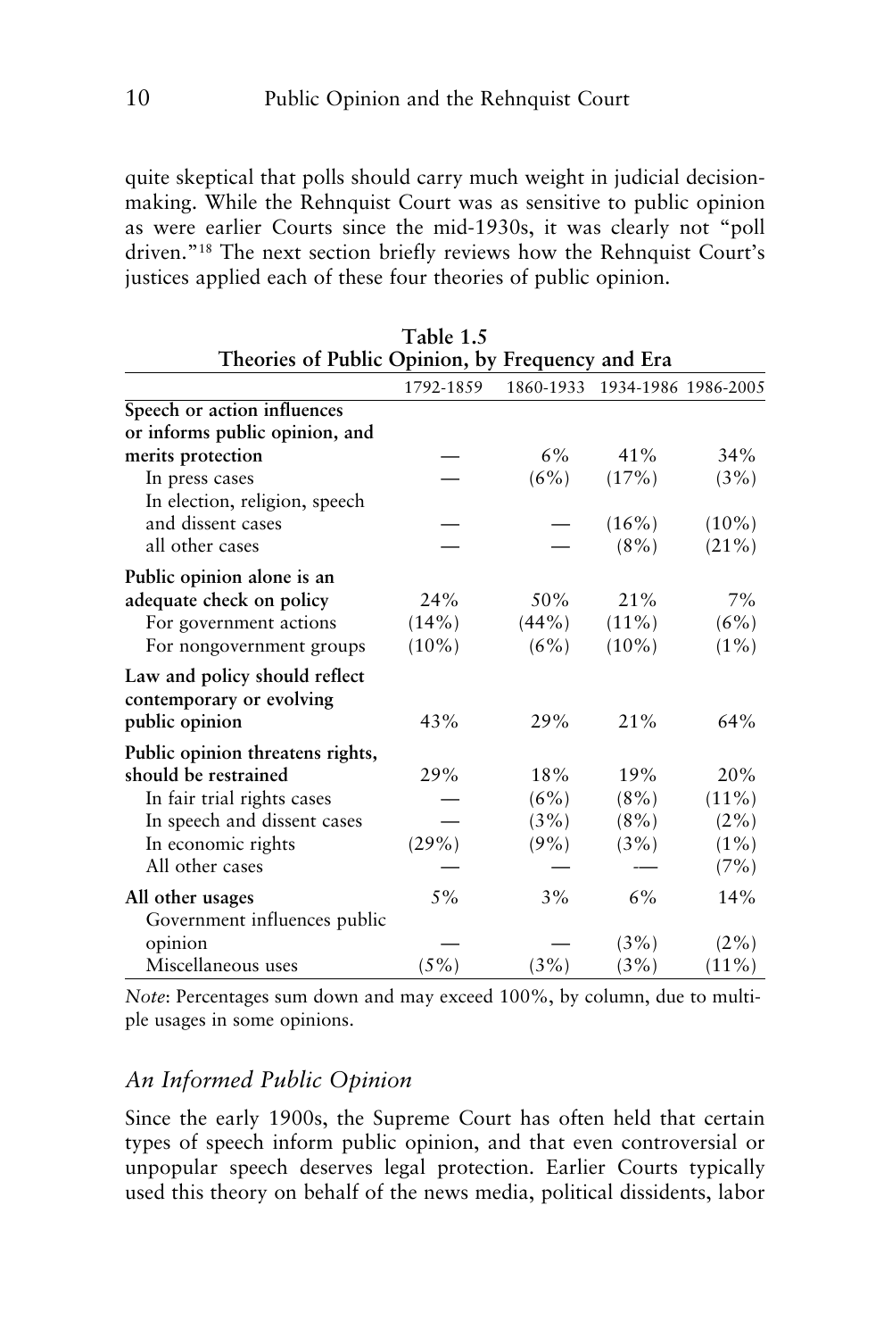quite skeptical that polls should carry much weight in judicial decision-making. While the Rehnquist Court was as sensitive to public opinion as were earlier Courts since the mid-1930s, it was clearly not "poll driven."[18] The next section briefly reviews how the Rehnquist Court's justices applied each of these four theories of public opinion.

**Table 1.5**
**Theories of Public Opinion, by Frequency and Era**

| | 1792-1859 | 1860-1933 | 1934-1986 | 1986-2005 |
|---|---|---|---|---|
| **Speech or action influences or informs public opinion, and merits protection** | — | 6% | 41% | 34% |
| In press cases | — | (6%) | (17%) | (3%) |
| In election, religion, speech and dissent cases | — | — | (16%) | (10%) |
| all other cases | — | — | (8%) | (21%) |
| **Public opinion alone is an adequate check on policy** | 24% | 50% | 21% | 7% |
| For government actions | (14%) | (44%) | (11%) | (6%) |
| For nongovernment groups | (10%) | (6%) | (10%) | (1%) |
| **Law and policy should reflect contemporary or evolving public opinion** | 43% | 29% | 21% | 64% |
| **Public opinion threatens rights, should be restrained** | 29% | 18% | 19% | 20% |
| In fair trial rights cases | — | (6%) | (8%) | (11%) |
| In speech and dissent cases | — | (3%) | (8%) | (2%) |
| In economic rights | (29%) | (9%) | (3%) | (1%) |
| All other cases | — | — | — | (7%) |
| **All other usages** | 5% | 3% | 6% | 14% |
| Government influences public opinion | — | — | (3%) | (2%) |
| Miscellaneous uses | (5%) | (3%) | (3%) | (11%) |

*Note*: Percentages sum down and may exceed 100%, by column, due to multiple usages in some opinions.

## *An Informed Public Opinion*

Since the early 1900s, the Supreme Court has often held that certain types of speech inform public opinion, and that even controversial or unpopular speech deserves legal protection. Earlier Courts typically used this theory on behalf of the news media, political dissidents, labor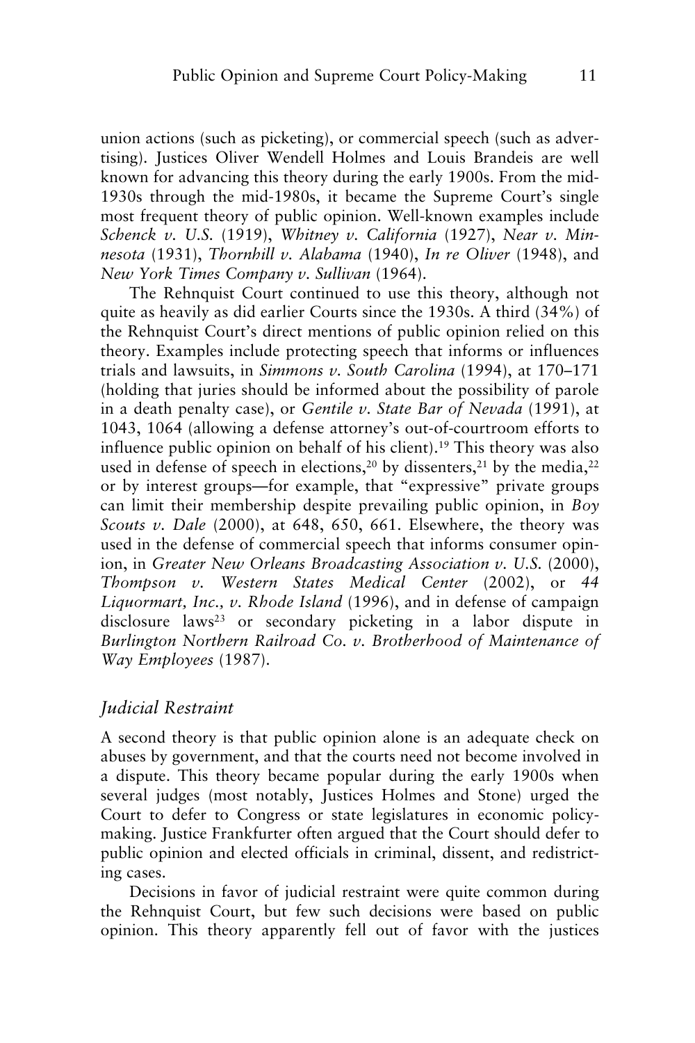union actions (such as picketing), or commercial speech (such as advertising). Justices Oliver Wendell Holmes and Louis Brandeis are well known for advancing this theory during the early 1900s. From the mid-1930s through the mid-1980s, it became the Supreme Court's single most frequent theory of public opinion. Well-known examples include *Schenck v. U.S.* (1919), *Whitney v. California* (1927), *Near v. Minnesota* (1931), *Thornhill v. Alabama* (1940), *In re Oliver* (1948), and *New York Times Company v. Sullivan* (1964).

The Rehnquist Court continued to use this theory, although not quite as heavily as did earlier Courts since the 1930s. A third (34%) of the Rehnquist Court's direct mentions of public opinion relied on this theory. Examples include protecting speech that informs or influences trials and lawsuits, in *Simmons v. South Carolina* (1994), at 170–171 (holding that juries should be informed about the possibility of parole in a death penalty case), or *Gentile v. State Bar of Nevada* (1991), at 1043, 1064 (allowing a defense attorney's out-of-courtroom efforts to influence public opinion on behalf of his client).[19] This theory was also used in defense of speech in elections,[20] by dissenters,[21] by the media,[22] or by interest groups—for example, that "expressive" private groups can limit their membership despite prevailing public opinion, in *Boy Scouts v. Dale* (2000), at 648, 650, 661. Elsewhere, the theory was used in the defense of commercial speech that informs consumer opinion, in *Greater New Orleans Broadcasting Association v. U.S.* (2000), *Thompson v. Western States Medical Center* (2002), or *44 Liquormart, Inc., v. Rhode Island* (1996), and in defense of campaign disclosure laws[23] or secondary picketing in a labor dispute in *Burlington Northern Railroad Co. v. Brotherhood of Maintenance of Way Employees* (1987).

### *Judicial Restraint*

A second theory is that public opinion alone is an adequate check on abuses by government, and that the courts need not become involved in a dispute. This theory became popular during the early 1900s when several judges (most notably, Justices Holmes and Stone) urged the Court to defer to Congress or state legislatures in economic policy-making. Justice Frankfurter often argued that the Court should defer to public opinion and elected officials in criminal, dissent, and redistricting cases.

Decisions in favor of judicial restraint were quite common during the Rehnquist Court, but few such decisions were based on public opinion. This theory apparently fell out of favor with the justices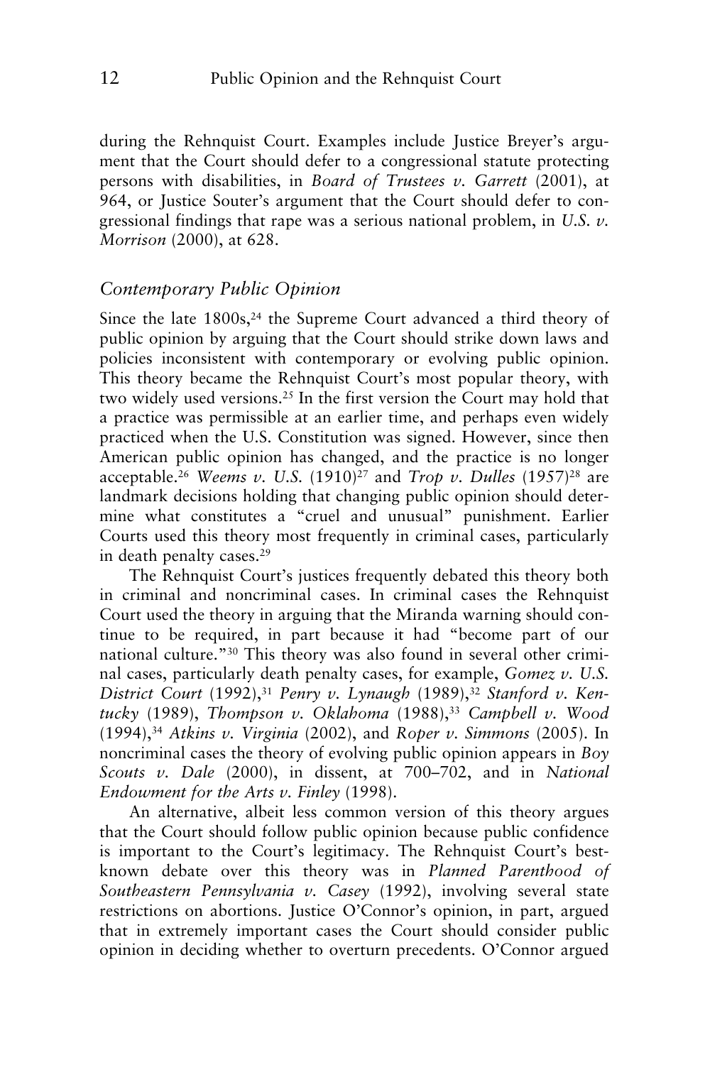during the Rehnquist Court. Examples include Justice Breyer's argument that the Court should defer to a congressional statute protecting persons with disabilities, in *Board of Trustees v. Garrett* (2001), at 964, or Justice Souter's argument that the Court should defer to congressional findings that rape was a serious national problem, in *U.S. v. Morrison* (2000), at 628.

### *Contemporary Public Opinion*

Since the late 1800s,[24] the Supreme Court advanced a third theory of public opinion by arguing that the Court should strike down laws and policies inconsistent with contemporary or evolving public opinion. This theory became the Rehnquist Court's most popular theory, with two widely used versions.[25] In the first version the Court may hold that a practice was permissible at an earlier time, and perhaps even widely practiced when the U.S. Constitution was signed. However, since then American public opinion has changed, and the practice is no longer acceptable.[26] *Weems v. U.S.* (1910)[27] and *Trop v. Dulles* (1957)[28] are landmark decisions holding that changing public opinion should determine what constitutes a "cruel and unusual" punishment. Earlier Courts used this theory most frequently in criminal cases, particularly in death penalty cases.[29]

The Rehnquist Court's justices frequently debated this theory both in criminal and noncriminal cases. In criminal cases the Rehnquist Court used the theory in arguing that the Miranda warning should continue to be required, in part because it had "become part of our national culture."[30] This theory was also found in several other criminal cases, particularly death penalty cases, for example, *Gomez v. U.S. District Court* (1992),[31] *Penry v. Lynaugh* (1989),[32] *Stanford v. Kentucky* (1989), *Thompson v. Oklahoma* (1988),[33] *Campbell v. Wood* (1994),[34] *Atkins v. Virginia* (2002), and *Roper v. Simmons* (2005). In noncriminal cases the theory of evolving public opinion appears in *Boy Scouts v. Dale* (2000), in dissent, at 700–702, and in *National Endowment for the Arts v. Finley* (1998).

An alternative, albeit less common version of this theory argues that the Court should follow public opinion because public confidence is important to the Court's legitimacy. The Rehnquist Court's best-known debate over this theory was in *Planned Parenthood of Southeastern Pennsylvania v. Casey* (1992), involving several state restrictions on abortions. Justice O'Connor's opinion, in part, argued that in extremely important cases the Court should consider public opinion in deciding whether to overturn precedents. O'Connor argued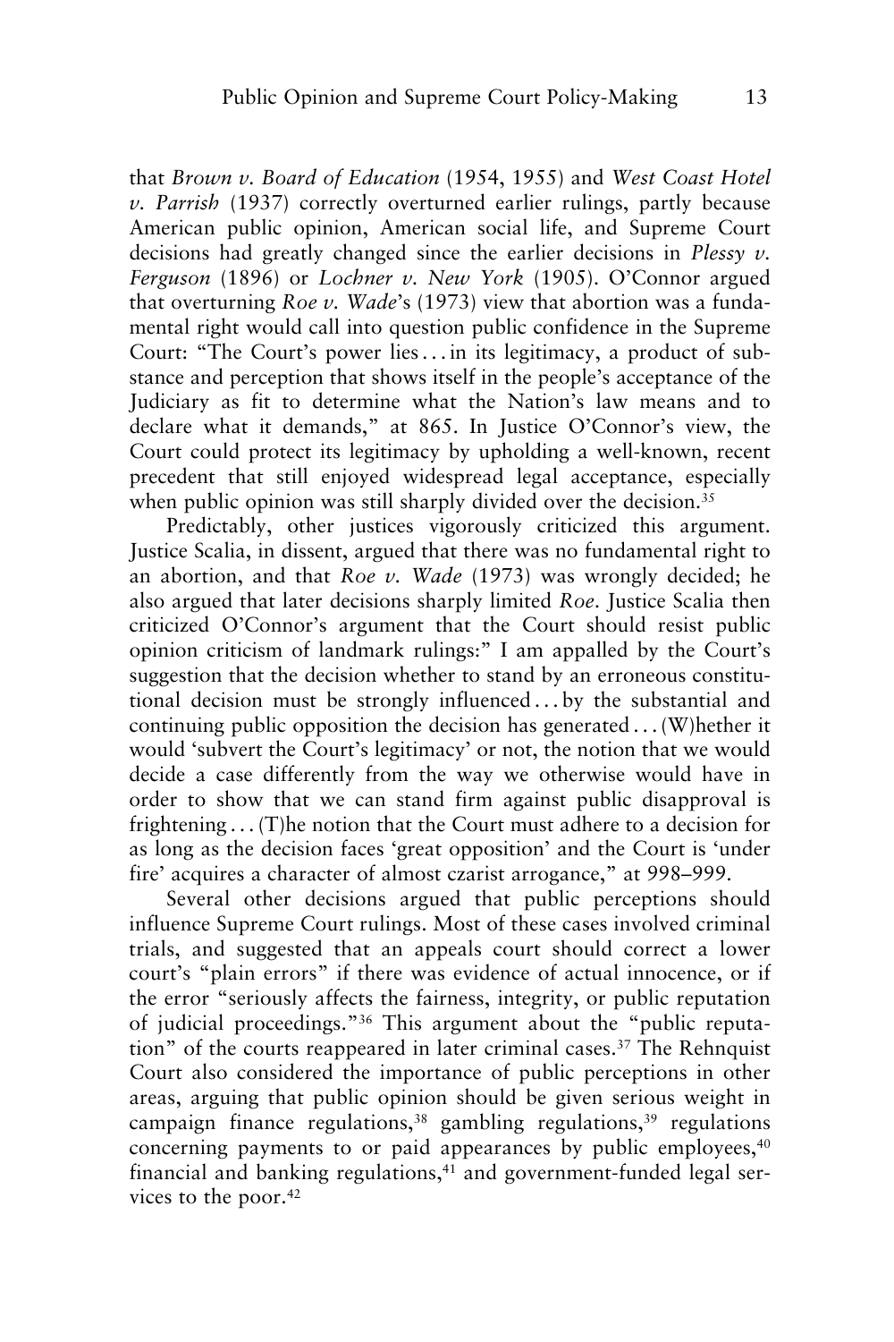that *Brown v. Board of Education* (1954, 1955) and *West Coast Hotel v. Parrish* (1937) correctly overturned earlier rulings, partly because American public opinion, American social life, and Supreme Court decisions had greatly changed since the earlier decisions in *Plessy v. Ferguson* (1896) or *Lochner v. New York* (1905). O'Connor argued that overturning *Roe v. Wade*'s (1973) view that abortion was a fundamental right would call into question public confidence in the Supreme Court: "The Court's power lies . . . in its legitimacy, a product of substance and perception that shows itself in the people's acceptance of the Judiciary as fit to determine what the Nation's law means and to declare what it demands," at 865. In Justice O'Connor's view, the Court could protect its legitimacy by upholding a well-known, recent precedent that still enjoyed widespread legal acceptance, especially when public opinion was still sharply divided over the decision.[35]

Predictably, other justices vigorously criticized this argument. Justice Scalia, in dissent, argued that there was no fundamental right to an abortion, and that *Roe v. Wade* (1973) was wrongly decided; he also argued that later decisions sharply limited *Roe*. Justice Scalia then criticized O'Connor's argument that the Court should resist public opinion criticism of landmark rulings:" I am appalled by the Court's suggestion that the decision whether to stand by an erroneous constitutional decision must be strongly influenced . . . by the substantial and continuing public opposition the decision has generated . . . (W)hether it would 'subvert the Court's legitimacy' or not, the notion that we would decide a case differently from the way we otherwise would have in order to show that we can stand firm against public disapproval is frightening . . . (T)he notion that the Court must adhere to a decision for as long as the decision faces 'great opposition' and the Court is 'under fire' acquires a character of almost czarist arrogance," at 998–999.

Several other decisions argued that public perceptions should influence Supreme Court rulings. Most of these cases involved criminal trials, and suggested that an appeals court should correct a lower court's "plain errors" if there was evidence of actual innocence, or if the error "seriously affects the fairness, integrity, or public reputation of judicial proceedings."[36] This argument about the "public reputation" of the courts reappeared in later criminal cases.[37] The Rehnquist Court also considered the importance of public perceptions in other areas, arguing that public opinion should be given serious weight in campaign finance regulations,[38] gambling regulations,[39] regulations concerning payments to or paid appearances by public employees,[40] financial and banking regulations,[41] and government-funded legal services to the poor.[42]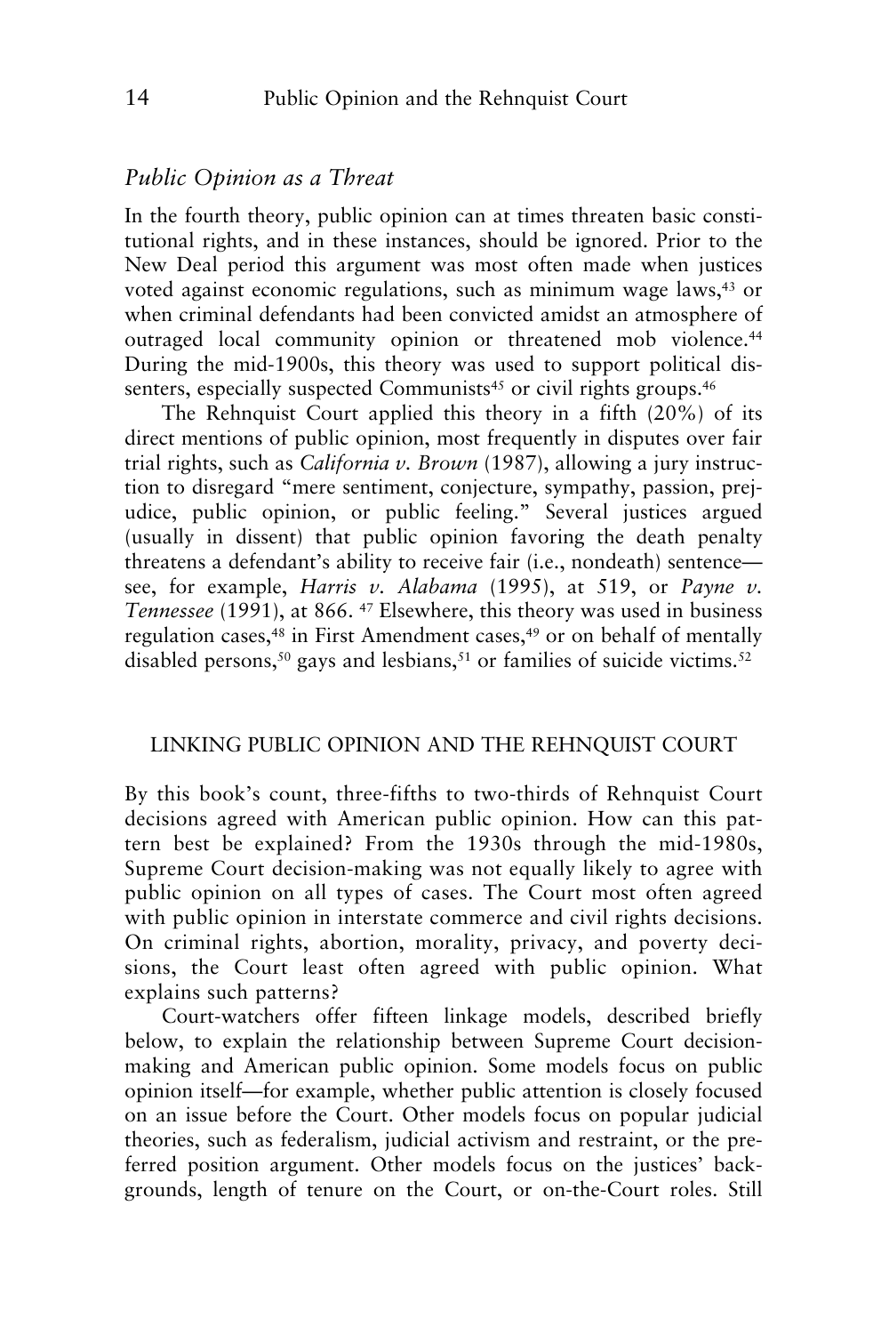### *Public Opinion as a Threat*

In the fourth theory, public opinion can at times threaten basic constitutional rights, and in these instances, should be ignored. Prior to the New Deal period this argument was most often made when justices voted against economic regulations, such as minimum wage laws,[43] or when criminal defendants had been convicted amidst an atmosphere of outraged local community opinion or threatened mob violence.[44] During the mid-1900s, this theory was used to support political dissenters, especially suspected Communists[45] or civil rights groups.[46]

The Rehnquist Court applied this theory in a fifth (20%) of its direct mentions of public opinion, most frequently in disputes over fair trial rights, such as *California v. Brown* (1987), allowing a jury instruction to disregard "mere sentiment, conjecture, sympathy, passion, prejudice, public opinion, or public feeling." Several justices argued (usually in dissent) that public opinion favoring the death penalty threatens a defendant's ability to receive fair (i.e., nondeath) sentence—see, for example, *Harris v. Alabama* (1995), at 519, or *Payne v. Tennessee* (1991), at 866. [47] Elsewhere, this theory was used in business regulation cases,[48] in First Amendment cases,[49] or on behalf of mentally disabled persons,[50] gays and lesbians,[51] or families of suicide victims.[52]

## LINKING PUBLIC OPINION AND THE REHNQUIST COURT

By this book's count, three-fifths to two-thirds of Rehnquist Court decisions agreed with American public opinion. How can this pattern best be explained? From the 1930s through the mid-1980s, Supreme Court decision-making was not equally likely to agree with public opinion on all types of cases. The Court most often agreed with public opinion in interstate commerce and civil rights decisions. On criminal rights, abortion, morality, privacy, and poverty decisions, the Court least often agreed with public opinion. What explains such patterns?

Court-watchers offer fifteen linkage models, described briefly below, to explain the relationship between Supreme Court decision-making and American public opinion. Some models focus on public opinion itself—for example, whether public attention is closely focused on an issue before the Court. Other models focus on popular judicial theories, such as federalism, judicial activism and restraint, or the preferred position argument. Other models focus on the justices' backgrounds, length of tenure on the Court, or on-the-Court roles. Still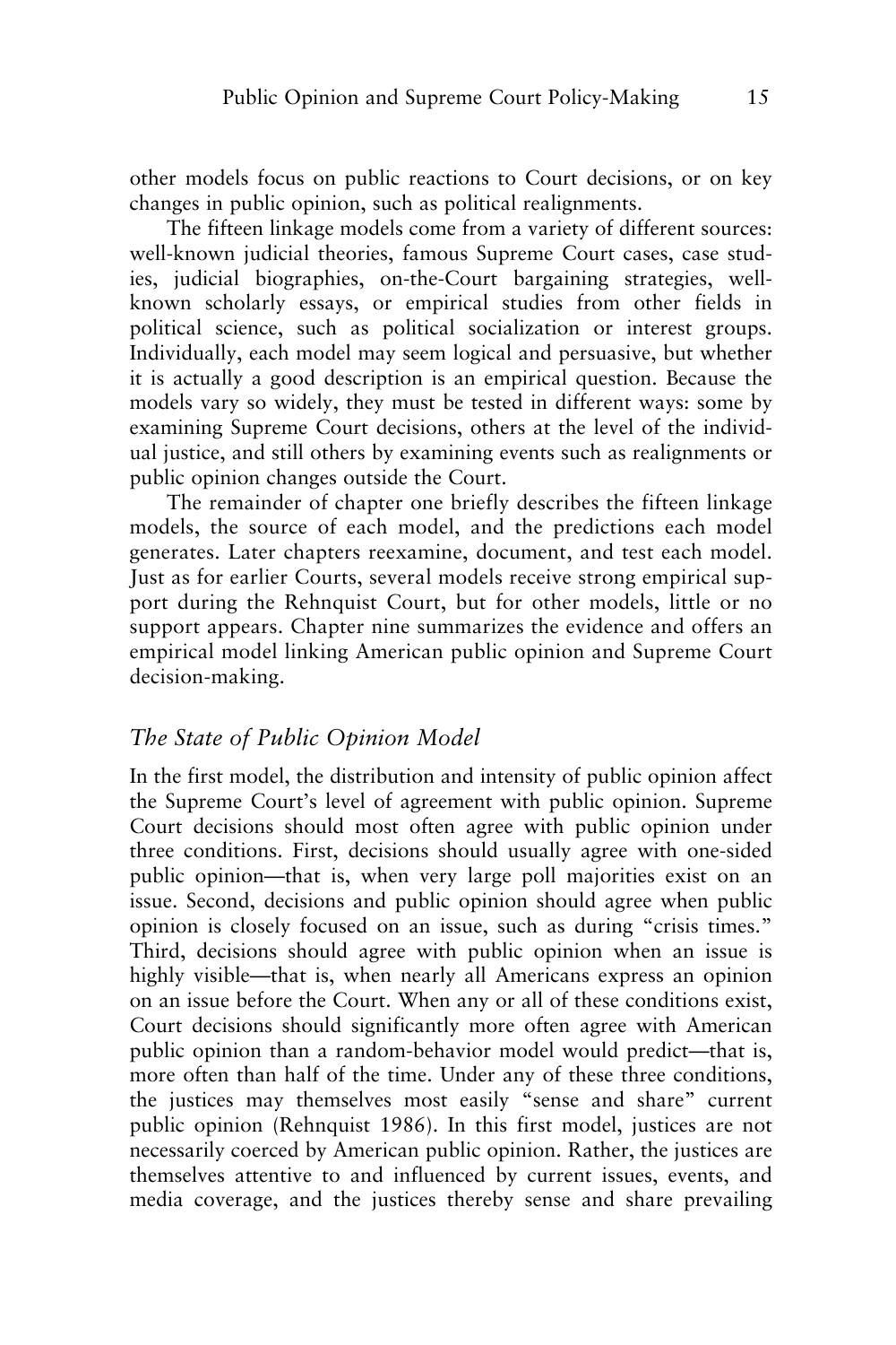other models focus on public reactions to Court decisions, or on key changes in public opinion, such as political realignments.

The fifteen linkage models come from a variety of different sources: well-known judicial theories, famous Supreme Court cases, case studies, judicial biographies, on-the-Court bargaining strategies, well-known scholarly essays, or empirical studies from other fields in political science, such as political socialization or interest groups. Individually, each model may seem logical and persuasive, but whether it is actually a good description is an empirical question. Because the models vary so widely, they must be tested in different ways: some by examining Supreme Court decisions, others at the level of the individual justice, and still others by examining events such as realignments or public opinion changes outside the Court.

The remainder of chapter one briefly describes the fifteen linkage models, the source of each model, and the predictions each model generates. Later chapters reexamine, document, and test each model. Just as for earlier Courts, several models receive strong empirical support during the Rehnquist Court, but for other models, little or no support appears. Chapter nine summarizes the evidence and offers an empirical model linking American public opinion and Supreme Court decision-making.

### *The State of Public Opinion Model*

In the first model, the distribution and intensity of public opinion affect the Supreme Court's level of agreement with public opinion. Supreme Court decisions should most often agree with public opinion under three conditions. First, decisions should usually agree with one-sided public opinion—that is, when very large poll majorities exist on an issue. Second, decisions and public opinion should agree when public opinion is closely focused on an issue, such as during "crisis times." Third, decisions should agree with public opinion when an issue is highly visible—that is, when nearly all Americans express an opinion on an issue before the Court. When any or all of these conditions exist, Court decisions should significantly more often agree with American public opinion than a random-behavior model would predict—that is, more often than half of the time. Under any of these three conditions, the justices may themselves most easily "sense and share" current public opinion (Rehnquist 1986). In this first model, justices are not necessarily coerced by American public opinion. Rather, the justices are themselves attentive to and influenced by current issues, events, and media coverage, and the justices thereby sense and share prevailing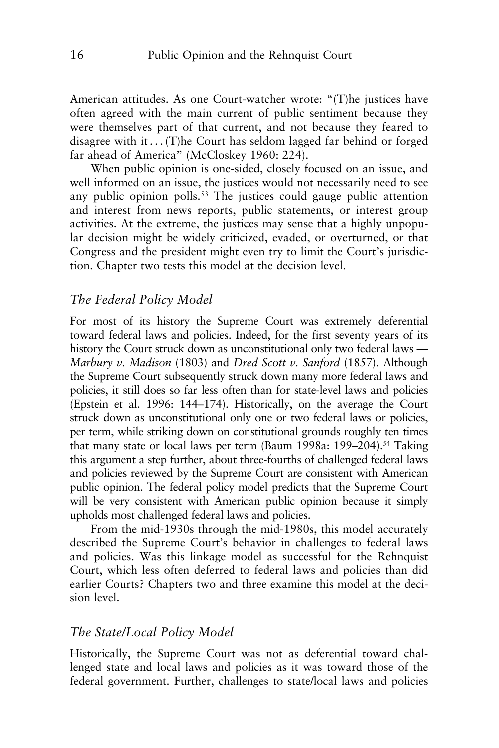American attitudes. As one Court-watcher wrote: "(T)he justices have often agreed with the main current of public sentiment because they were themselves part of that current, and not because they feared to disagree with it . . . (T)he Court has seldom lagged far behind or forged far ahead of America" (McCloskey 1960: 224).

When public opinion is one-sided, closely focused on an issue, and well informed on an issue, the justices would not necessarily need to see any public opinion polls.[53] The justices could gauge public attention and interest from news reports, public statements, or interest group activities. At the extreme, the justices may sense that a highly unpopular decision might be widely criticized, evaded, or overturned, or that Congress and the president might even try to limit the Court's jurisdiction. Chapter two tests this model at the decision level.

## *The Federal Policy Model*

For most of its history the Supreme Court was extremely deferential toward federal laws and policies. Indeed, for the first seventy years of its history the Court struck down as unconstitutional only two federal laws — *Marbury v. Madison* (1803) and *Dred Scott v. Sanford* (1857). Although the Supreme Court subsequently struck down many more federal laws and policies, it still does so far less often than for state-level laws and policies (Epstein et al. 1996: 144–174). Historically, on the average the Court struck down as unconstitutional only one or two federal laws or policies, per term, while striking down on constitutional grounds roughly ten times that many state or local laws per term (Baum 1998a: 199–204).[54] Taking this argument a step further, about three-fourths of challenged federal laws and policies reviewed by the Supreme Court are consistent with American public opinion. The federal policy model predicts that the Supreme Court will be very consistent with American public opinion because it simply upholds most challenged federal laws and policies.

From the mid-1930s through the mid-1980s, this model accurately described the Supreme Court's behavior in challenges to federal laws and policies. Was this linkage model as successful for the Rehnquist Court, which less often deferred to federal laws and policies than did earlier Courts? Chapters two and three examine this model at the decision level.

## *The State/Local Policy Model*

Historically, the Supreme Court was not as deferential toward challenged state and local laws and policies as it was toward those of the federal government. Further, challenges to state/local laws and policies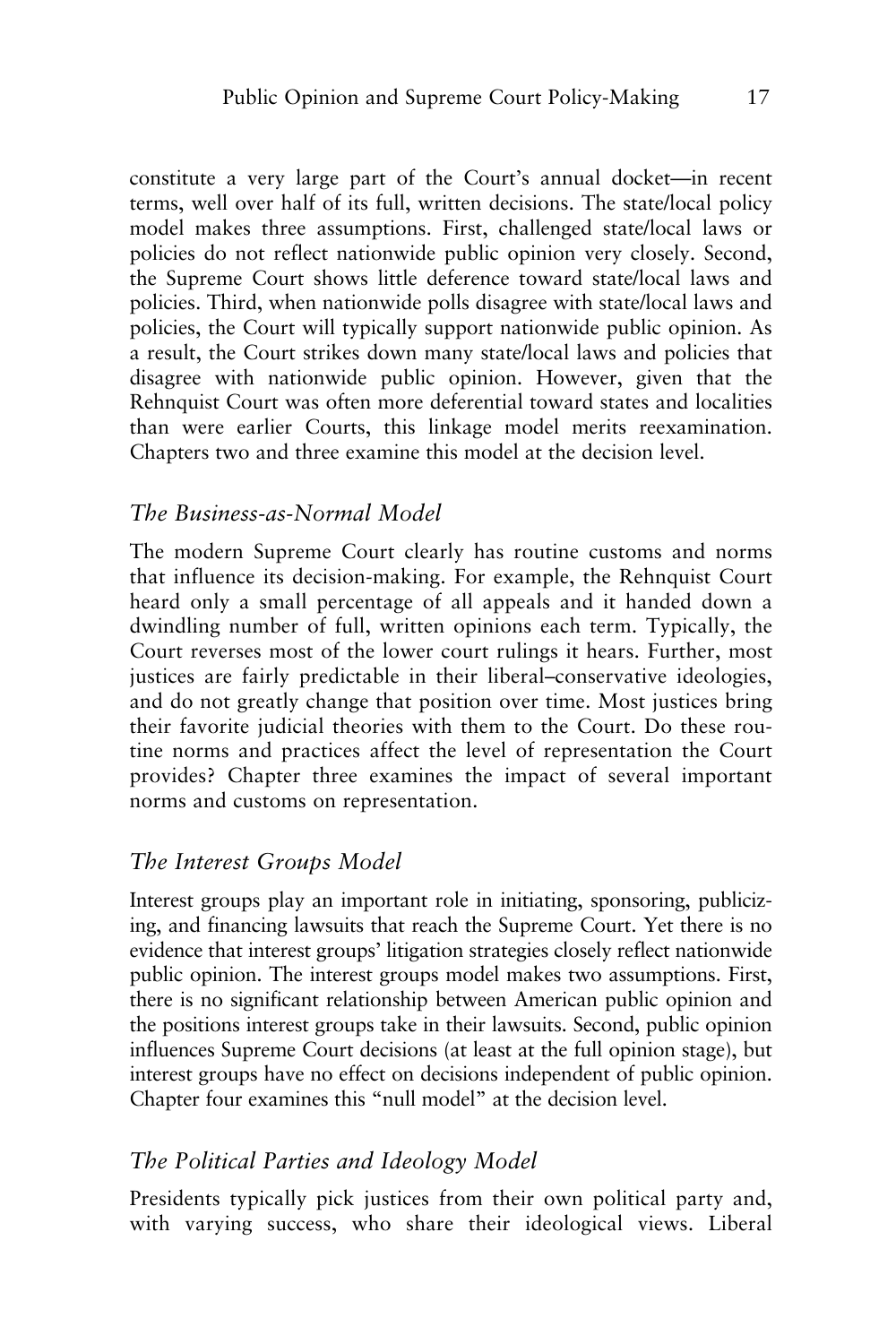constitute a very large part of the Court's annual docket—in recent terms, well over half of its full, written decisions. The state/local policy model makes three assumptions. First, challenged state/local laws or policies do not reflect nationwide public opinion very closely. Second, the Supreme Court shows little deference toward state/local laws and policies. Third, when nationwide polls disagree with state/local laws and policies, the Court will typically support nationwide public opinion. As a result, the Court strikes down many state/local laws and policies that disagree with nationwide public opinion. However, given that the Rehnquist Court was often more deferential toward states and localities than were earlier Courts, this linkage model merits reexamination. Chapters two and three examine this model at the decision level.

### *The Business-as-Normal Model*

The modern Supreme Court clearly has routine customs and norms that influence its decision-making. For example, the Rehnquist Court heard only a small percentage of all appeals and it handed down a dwindling number of full, written opinions each term. Typically, the Court reverses most of the lower court rulings it hears. Further, most justices are fairly predictable in their liberal–conservative ideologies, and do not greatly change that position over time. Most justices bring their favorite judicial theories with them to the Court. Do these routine norms and practices affect the level of representation the Court provides? Chapter three examines the impact of several important norms and customs on representation.

### *The Interest Groups Model*

Interest groups play an important role in initiating, sponsoring, publicizing, and financing lawsuits that reach the Supreme Court. Yet there is no evidence that interest groups' litigation strategies closely reflect nationwide public opinion. The interest groups model makes two assumptions. First, there is no significant relationship between American public opinion and the positions interest groups take in their lawsuits. Second, public opinion influences Supreme Court decisions (at least at the full opinion stage), but interest groups have no effect on decisions independent of public opinion. Chapter four examines this "null model" at the decision level.

### *The Political Parties and Ideology Model*

Presidents typically pick justices from their own political party and, with varying success, who share their ideological views. Liberal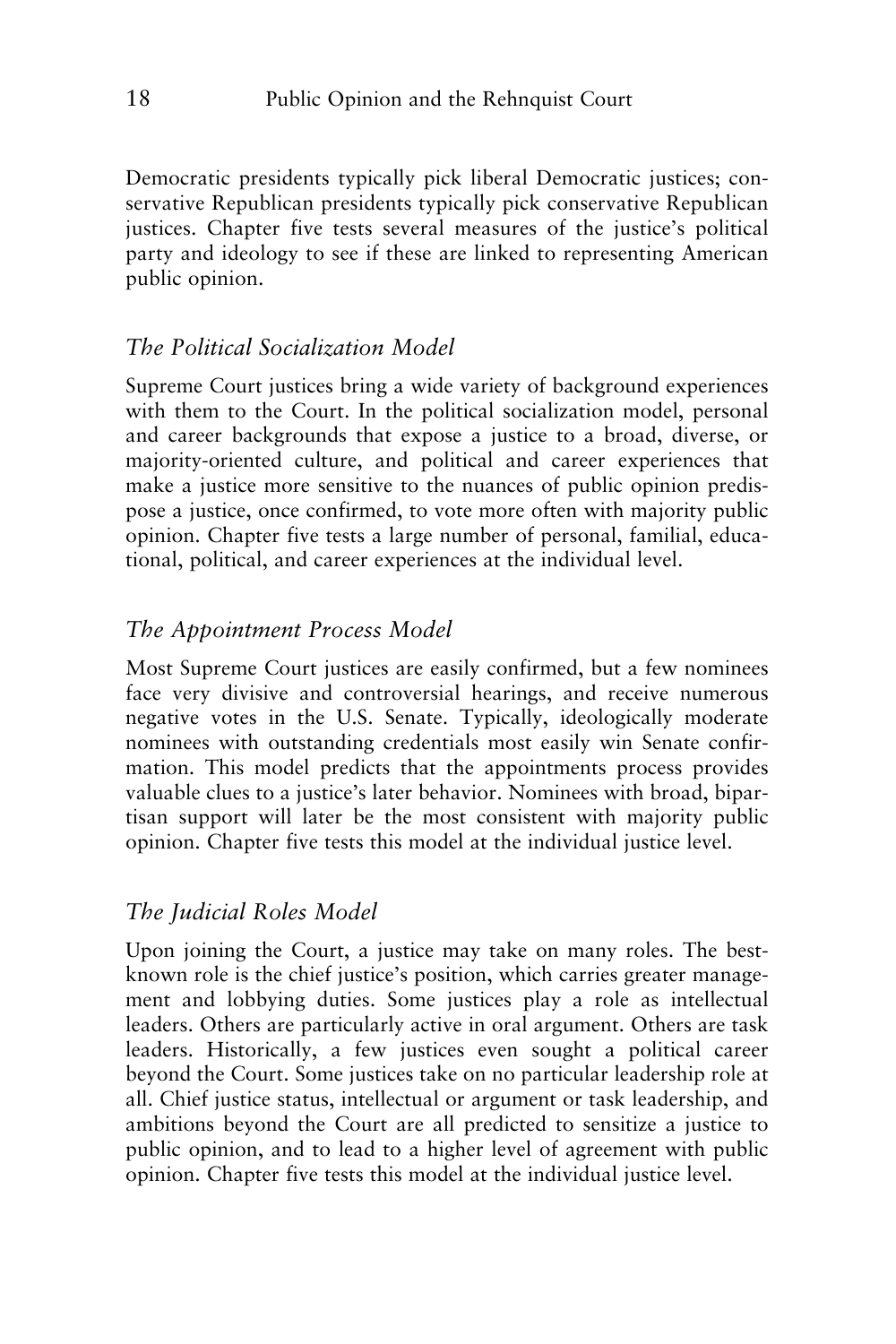Democratic presidents typically pick liberal Democratic justices; conservative Republican presidents typically pick conservative Republican justices. Chapter five tests several measures of the justice's political party and ideology to see if these are linked to representing American public opinion.

### *The Political Socialization Model*

Supreme Court justices bring a wide variety of background experiences with them to the Court. In the political socialization model, personal and career backgrounds that expose a justice to a broad, diverse, or majority-oriented culture, and political and career experiences that make a justice more sensitive to the nuances of public opinion predispose a justice, once confirmed, to vote more often with majority public opinion. Chapter five tests a large number of personal, familial, educational, political, and career experiences at the individual level.

### *The Appointment Process Model*

Most Supreme Court justices are easily confirmed, but a few nominees face very divisive and controversial hearings, and receive numerous negative votes in the U.S. Senate. Typically, ideologically moderate nominees with outstanding credentials most easily win Senate confirmation. This model predicts that the appointments process provides valuable clues to a justice's later behavior. Nominees with broad, bipartisan support will later be the most consistent with majority public opinion. Chapter five tests this model at the individual justice level.

### *The Judicial Roles Model*

Upon joining the Court, a justice may take on many roles. The best-known role is the chief justice's position, which carries greater management and lobbying duties. Some justices play a role as intellectual leaders. Others are particularly active in oral argument. Others are task leaders. Historically, a few justices even sought a political career beyond the Court. Some justices take on no particular leadership role at all. Chief justice status, intellectual or argument or task leadership, and ambitions beyond the Court are all predicted to sensitize a justice to public opinion, and to lead to a higher level of agreement with public opinion. Chapter five tests this model at the individual justice level.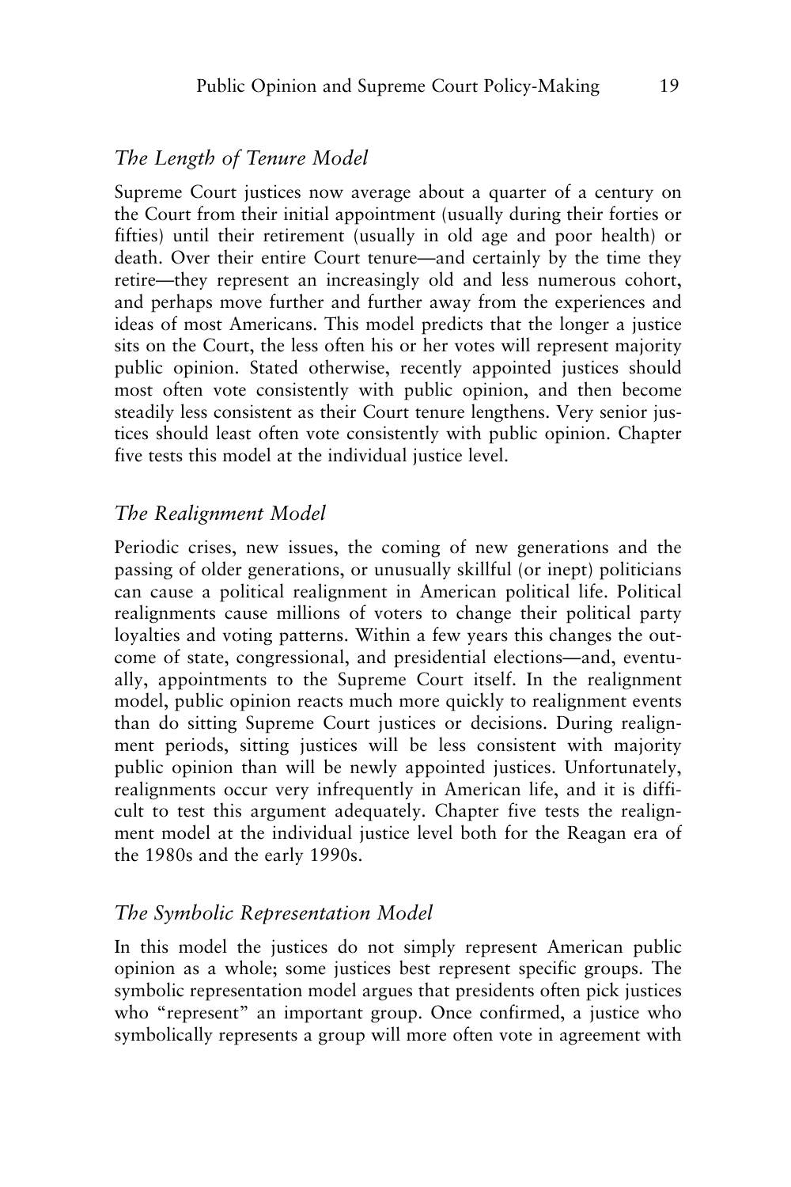### *The Length of Tenure Model*

Supreme Court justices now average about a quarter of a century on the Court from their initial appointment (usually during their forties or fifties) until their retirement (usually in old age and poor health) or death. Over their entire Court tenure—and certainly by the time they retire—they represent an increasingly old and less numerous cohort, and perhaps move further and further away from the experiences and ideas of most Americans. This model predicts that the longer a justice sits on the Court, the less often his or her votes will represent majority public opinion. Stated otherwise, recently appointed justices should most often vote consistently with public opinion, and then become steadily less consistent as their Court tenure lengthens. Very senior justices should least often vote consistently with public opinion. Chapter five tests this model at the individual justice level.

### *The Realignment Model*

Periodic crises, new issues, the coming of new generations and the passing of older generations, or unusually skillful (or inept) politicians can cause a political realignment in American political life. Political realignments cause millions of voters to change their political party loyalties and voting patterns. Within a few years this changes the outcome of state, congressional, and presidential elections—and, eventually, appointments to the Supreme Court itself. In the realignment model, public opinion reacts much more quickly to realignment events than do sitting Supreme Court justices or decisions. During realignment periods, sitting justices will be less consistent with majority public opinion than will be newly appointed justices. Unfortunately, realignments occur very infrequently in American life, and it is difficult to test this argument adequately. Chapter five tests the realignment model at the individual justice level both for the Reagan era of the 1980s and the early 1990s.

### *The Symbolic Representation Model*

In this model the justices do not simply represent American public opinion as a whole; some justices best represent specific groups. The symbolic representation model argues that presidents often pick justices who "represent" an important group. Once confirmed, a justice who symbolically represents a group will more often vote in agreement with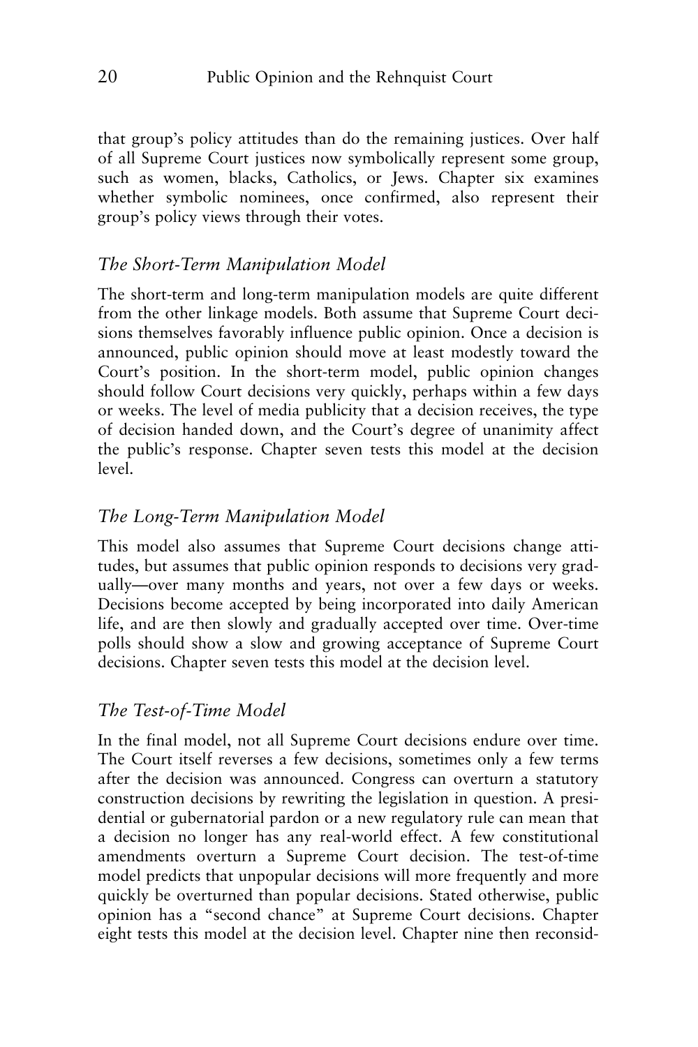that group's policy attitudes than do the remaining justices. Over half of all Supreme Court justices now symbolically represent some group, such as women, blacks, Catholics, or Jews. Chapter six examines whether symbolic nominees, once confirmed, also represent their group's policy views through their votes.

### *The Short-Term Manipulation Model*

The short-term and long-term manipulation models are quite different from the other linkage models. Both assume that Supreme Court decisions themselves favorably influence public opinion. Once a decision is announced, public opinion should move at least modestly toward the Court's position. In the short-term model, public opinion changes should follow Court decisions very quickly, perhaps within a few days or weeks. The level of media publicity that a decision receives, the type of decision handed down, and the Court's degree of unanimity affect the public's response. Chapter seven tests this model at the decision level.

### *The Long-Term Manipulation Model*

This model also assumes that Supreme Court decisions change attitudes, but assumes that public opinion responds to decisions very gradually—over many months and years, not over a few days or weeks. Decisions become accepted by being incorporated into daily American life, and are then slowly and gradually accepted over time. Over-time polls should show a slow and growing acceptance of Supreme Court decisions. Chapter seven tests this model at the decision level.

### *The Test-of-Time Model*

In the final model, not all Supreme Court decisions endure over time. The Court itself reverses a few decisions, sometimes only a few terms after the decision was announced. Congress can overturn a statutory construction decisions by rewriting the legislation in question. A presidential or gubernatorial pardon or a new regulatory rule can mean that a decision no longer has any real-world effect. A few constitutional amendments overturn a Supreme Court decision. The test-of-time model predicts that unpopular decisions will more frequently and more quickly be overturned than popular decisions. Stated otherwise, public opinion has a "second chance" at Supreme Court decisions. Chapter eight tests this model at the decision level. Chapter nine then reconsid-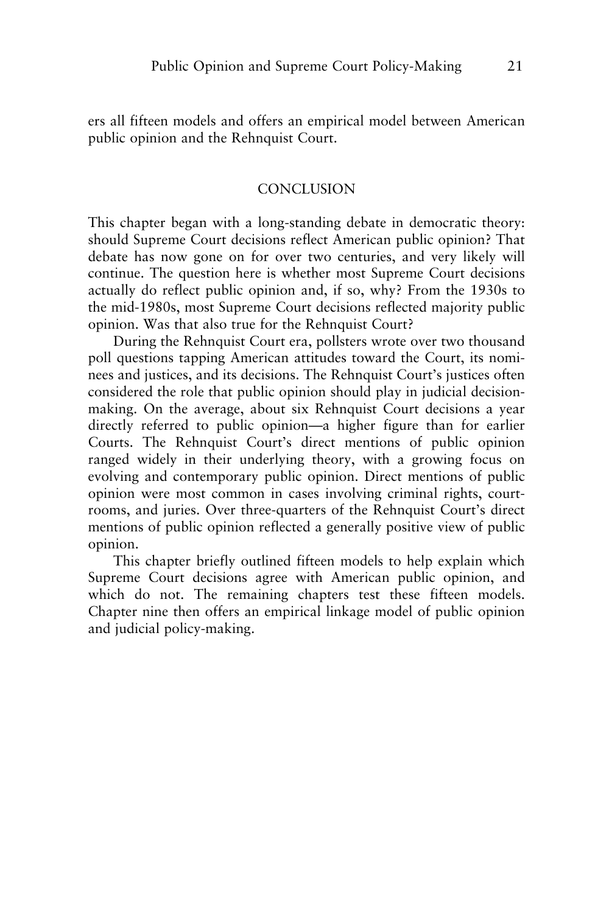ers all fifteen models and offers an empirical model between American public opinion and the Rehnquist Court.

## CONCLUSION

This chapter began with a long-standing debate in democratic theory: should Supreme Court decisions reflect American public opinion? That debate has now gone on for over two centuries, and very likely will continue. The question here is whether most Supreme Court decisions actually do reflect public opinion and, if so, why? From the 1930s to the mid-1980s, most Supreme Court decisions reflected majority public opinion. Was that also true for the Rehnquist Court?

During the Rehnquist Court era, pollsters wrote over two thousand poll questions tapping American attitudes toward the Court, its nominees and justices, and its decisions. The Rehnquist Court's justices often considered the role that public opinion should play in judicial decision-making. On the average, about six Rehnquist Court decisions a year directly referred to public opinion—a higher figure than for earlier Courts. The Rehnquist Court's direct mentions of public opinion ranged widely in their underlying theory, with a growing focus on evolving and contemporary public opinion. Direct mentions of public opinion were most common in cases involving criminal rights, courtrooms, and juries. Over three-quarters of the Rehnquist Court's direct mentions of public opinion reflected a generally positive view of public opinion.

This chapter briefly outlined fifteen models to help explain which Supreme Court decisions agree with American public opinion, and which do not. The remaining chapters test these fifteen models. Chapter nine then offers an empirical linkage model of public opinion and judicial policy-making.